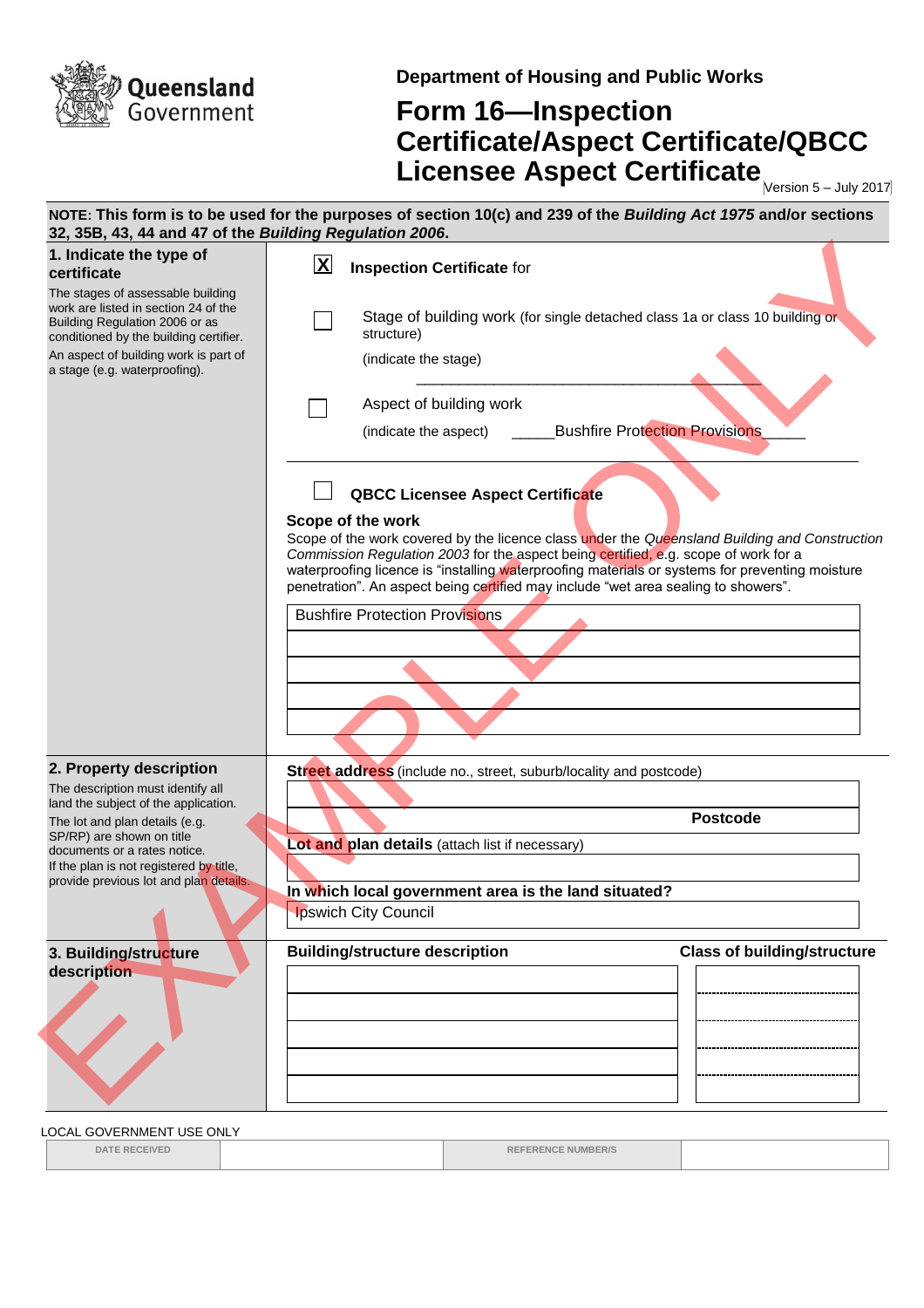Queensland Government

**Department of Housing and Public Works**

# Form 16—Inspection Certificate/Aspect Certificate/QBCC Licensee Aspect Certificate

Version 5 – July 2017

**NOTE: This form is to be used for the purposes of section 10(c) and 239 of the *Building Act 1975* and/or sections 32, 35B, 43, 44 and 47 of the *Building Regulation 2006*.**

## 1. Indicate the type of certificate

The stages of assessable building work are listed in section 24 of the Building Regulation 2006 or as conditioned by the building certifier.

An aspect of building work is part of a stage (e.g. waterproofing).

[X] **Inspection Certificate** for

[ ] Stage of building work (for single detached class 1a or class 10 building or structure)

(indicate the stage) ________________________________________

[ ] Aspect of building work

(indicate the aspect) _____Bushfire Protection Provisions_____

[ ] **QBCC Licensee Aspect Certificate**

**Scope of the work**

Scope of the work covered by the licence class under the *Queensland Building and Construction Commission Regulation 2003* for the aspect being certified, e.g. scope of work for a waterproofing licence is "installing waterproofing materials or systems for preventing moisture penetration". An aspect being certified may include "wet area sealing to showers".

Bushfire Protection Provisions

## 2. Property description

The description must identify all land the subject of the application.

The lot and plan details (e.g. SP/RP) are shown on title documents or a rates notice.

If the plan is not registered by title, provide previous lot and plan details.

**Street address** (include no., street, suburb/locality and postcode)

**Postcode**

**Lot and plan details** (attach list if necessary)

**In which local government area is the land situated?**

Ipswich City Council

## 3. Building/structure description

| Building/structure description | Class of building/structure |
|---|---|
| | |
| | |
| | |
| | |
| | |

LOCAL GOVERNMENT USE ONLY

| DATE RECEIVED | | REFERENCE NUMBER/S | |
|---|---|---|---|

EXAMPLE ONLY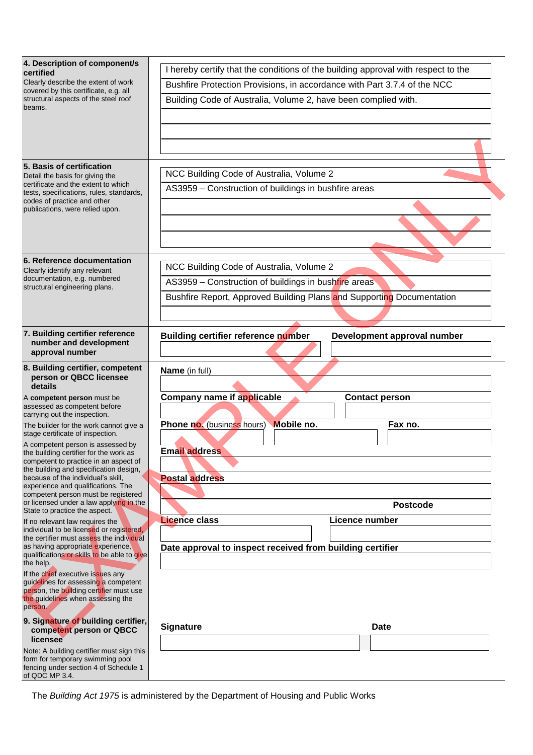**4. Description of component/s certified**

Clearly describe the extent of work covered by this certificate, e.g. all structural aspects of the steel roof beams.

I hereby certify that the conditions of the building approval with respect to the Bushfire Protection Provisions, in accordance with Part 3.7.4 of the NCC Building Code of Australia, Volume 2, have been complied with.

**5. Basis of certification**

Detail the basis for giving the certificate and the extent to which tests, specifications, rules, standards, codes of practice and other publications, were relied upon.

NCC Building Code of Australia, Volume 2

AS3959 – Construction of buildings in bushfire areas

**6. Reference documentation**

Clearly identify any relevant documentation, e.g. numbered structural engineering plans.

NCC Building Code of Australia, Volume 2

AS3959 – Construction of buildings in bushfire areas

Bushfire Report, Approved Building Plans and Supporting Documentation

**7. Building certifier reference number and development approval number**

**Building certifier reference number** | **Development approval number**

**8. Building certifier, competent person or QBCC licensee details**

A **competent person** must be assessed as competent before carrying out the inspection.

The builder for the work cannot give a stage certificate of inspection.

A competent person is assessed by the building certifier for the work as competent to practice in an aspect of the building and specification design, because of the individual's skill, experience and qualifications. The competent person must be registered or licensed under a law applying in the State to practice the aspect.

If no relevant law requires the individual to be licensed or registered, the certifier must assess the individual as having appropriate experience, qualifications or skills to be able to give the help.

If the chief executive issues any guidelines for assessing a competent person, the building certifier must use the guidelines when assessing the person.

**Name** (in full)

**Company name if applicable** | **Contact person**

**Phone no.** (business hours) | **Mobile no.** | **Fax no.**

**Email address**

**Postal address**

**Postcode**

**Licence class** | **Licence number**

**Date approval to inspect received from building certifier**

**9. Signature of building certifier, competent person or QBCC licensee**

Note: A building certifier must sign this form for temporary swimming pool fencing under section 4 of Schedule 1 of QDC MP 3.4.

**Signature** | **Date**

EXAMPLE ONLY

The *Building Act 1975* is administered by the Department of Housing and Public Works